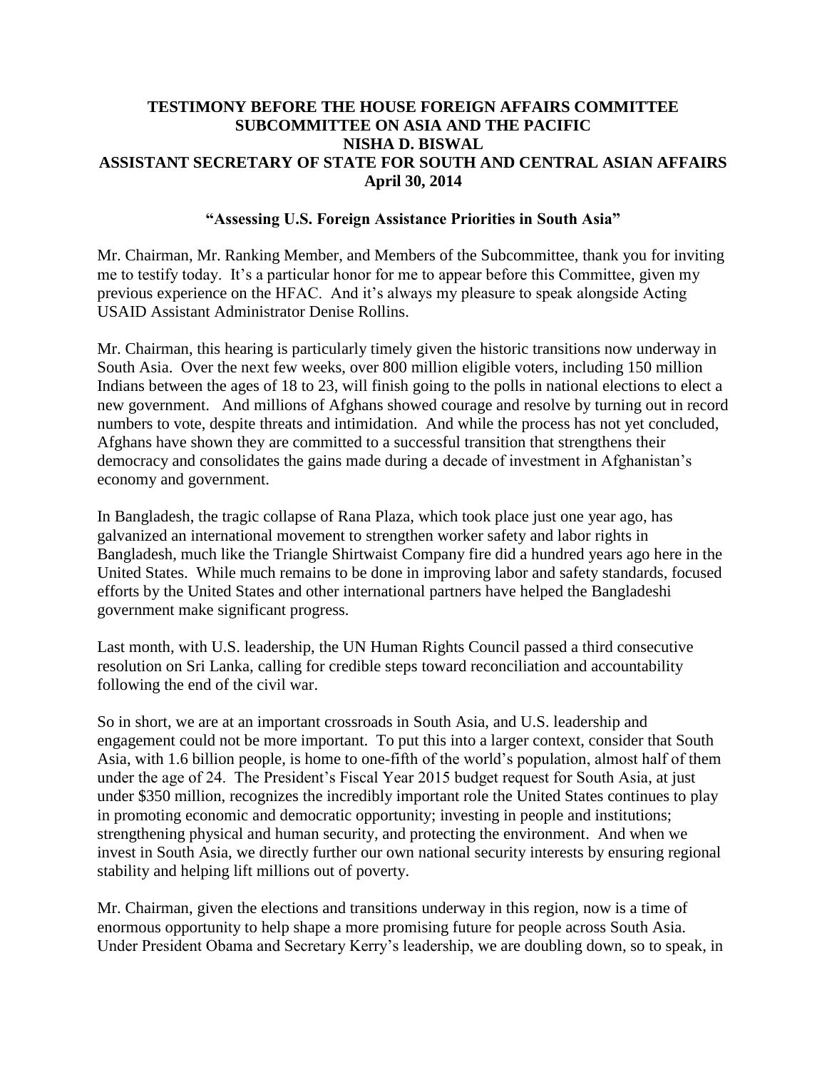**TESTIMONY BEFORE THE HOUSE FOREIGN AFFAIRS COMMITTEE**
**SUBCOMMITTEE ON ASIA AND THE PACIFIC**
**NISHA D. BISWAL**
**ASSISTANT SECRETARY OF STATE FOR SOUTH AND CENTRAL ASIAN AFFAIRS**
**April 30, 2014**

## "Assessing U.S. Foreign Assistance Priorities in South Asia"

Mr. Chairman, Mr. Ranking Member, and Members of the Subcommittee, thank you for inviting me to testify today. It's a particular honor for me to appear before this Committee, given my previous experience on the HFAC. And it's always my pleasure to speak alongside Acting USAID Assistant Administrator Denise Rollins.

Mr. Chairman, this hearing is particularly timely given the historic transitions now underway in South Asia. Over the next few weeks, over 800 million eligible voters, including 150 million Indians between the ages of 18 to 23, will finish going to the polls in national elections to elect a new government. And millions of Afghans showed courage and resolve by turning out in record numbers to vote, despite threats and intimidation. And while the process has not yet concluded, Afghans have shown they are committed to a successful transition that strengthens their democracy and consolidates the gains made during a decade of investment in Afghanistan's economy and government.

In Bangladesh, the tragic collapse of Rana Plaza, which took place just one year ago, has galvanized an international movement to strengthen worker safety and labor rights in Bangladesh, much like the Triangle Shirtwaist Company fire did a hundred years ago here in the United States. While much remains to be done in improving labor and safety standards, focused efforts by the United States and other international partners have helped the Bangladeshi government make significant progress.

Last month, with U.S. leadership, the UN Human Rights Council passed a third consecutive resolution on Sri Lanka, calling for credible steps toward reconciliation and accountability following the end of the civil war.

So in short, we are at an important crossroads in South Asia, and U.S. leadership and engagement could not be more important. To put this into a larger context, consider that South Asia, with 1.6 billion people, is home to one-fifth of the world's population, almost half of them under the age of 24. The President's Fiscal Year 2015 budget request for South Asia, at just under $350 million, recognizes the incredibly important role the United States continues to play in promoting economic and democratic opportunity; investing in people and institutions; strengthening physical and human security, and protecting the environment. And when we invest in South Asia, we directly further our own national security interests by ensuring regional stability and helping lift millions out of poverty.

Mr. Chairman, given the elections and transitions underway in this region, now is a time of enormous opportunity to help shape a more promising future for people across South Asia. Under President Obama and Secretary Kerry's leadership, we are doubling down, so to speak, in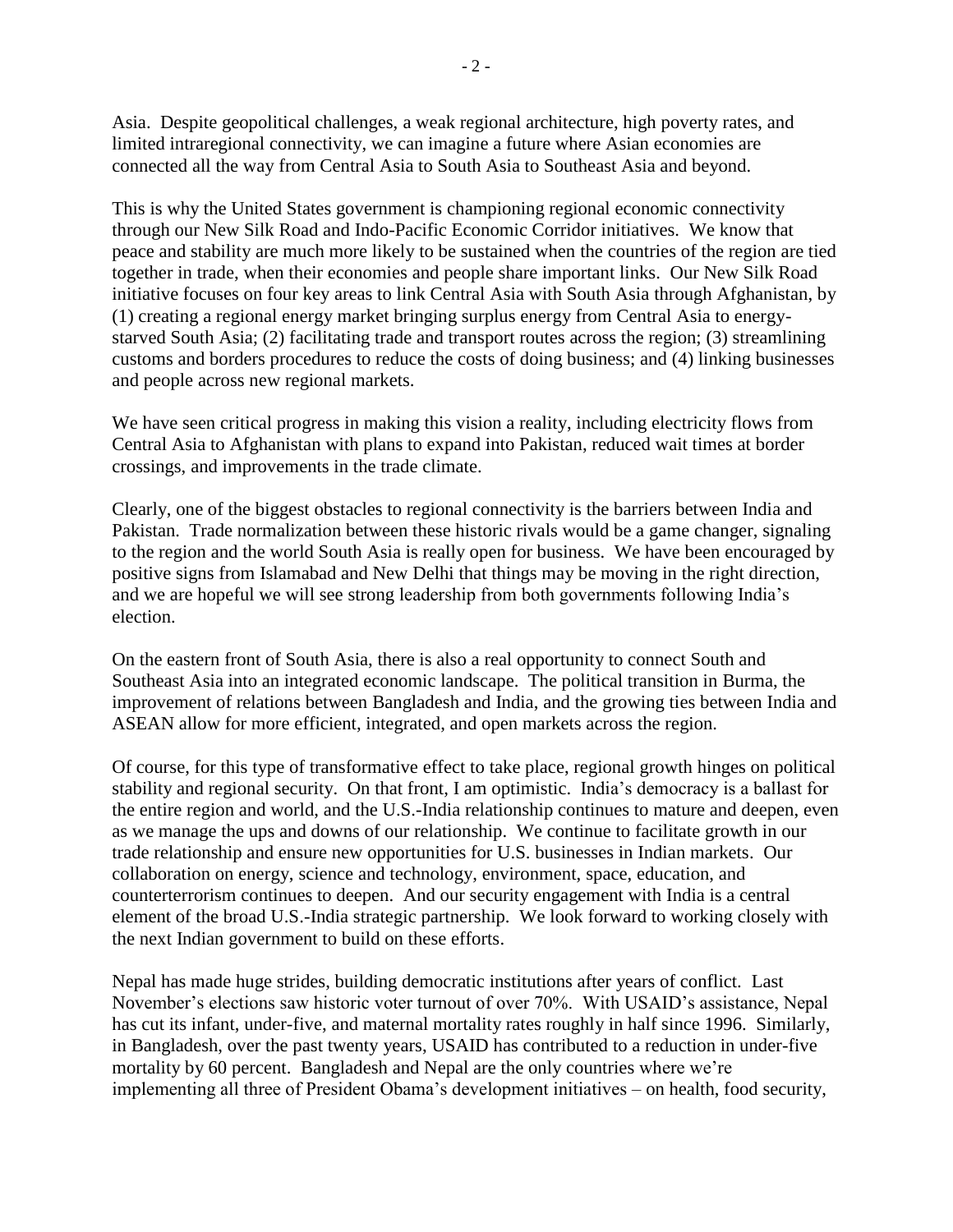Asia. Despite geopolitical challenges, a weak regional architecture, high poverty rates, and limited intraregional connectivity, we can imagine a future where Asian economies are connected all the way from Central Asia to South Asia to Southeast Asia and beyond.

This is why the United States government is championing regional economic connectivity through our New Silk Road and Indo-Pacific Economic Corridor initiatives. We know that peace and stability are much more likely to be sustained when the countries of the region are tied together in trade, when their economies and people share important links. Our New Silk Road initiative focuses on four key areas to link Central Asia with South Asia through Afghanistan, by (1) creating a regional energy market bringing surplus energy from Central Asia to energy-starved South Asia; (2) facilitating trade and transport routes across the region; (3) streamlining customs and borders procedures to reduce the costs of doing business; and (4) linking businesses and people across new regional markets.

We have seen critical progress in making this vision a reality, including electricity flows from Central Asia to Afghanistan with plans to expand into Pakistan, reduced wait times at border crossings, and improvements in the trade climate.

Clearly, one of the biggest obstacles to regional connectivity is the barriers between India and Pakistan. Trade normalization between these historic rivals would be a game changer, signaling to the region and the world South Asia is really open for business. We have been encouraged by positive signs from Islamabad and New Delhi that things may be moving in the right direction, and we are hopeful we will see strong leadership from both governments following India's election.

On the eastern front of South Asia, there is also a real opportunity to connect South and Southeast Asia into an integrated economic landscape. The political transition in Burma, the improvement of relations between Bangladesh and India, and the growing ties between India and ASEAN allow for more efficient, integrated, and open markets across the region.

Of course, for this type of transformative effect to take place, regional growth hinges on political stability and regional security. On that front, I am optimistic. India's democracy is a ballast for the entire region and world, and the U.S.-India relationship continues to mature and deepen, even as we manage the ups and downs of our relationship. We continue to facilitate growth in our trade relationship and ensure new opportunities for U.S. businesses in Indian markets. Our collaboration on energy, science and technology, environment, space, education, and counterterrorism continues to deepen. And our security engagement with India is a central element of the broad U.S.-India strategic partnership. We look forward to working closely with the next Indian government to build on these efforts.

Nepal has made huge strides, building democratic institutions after years of conflict. Last November's elections saw historic voter turnout of over 70%. With USAID's assistance, Nepal has cut its infant, under-five, and maternal mortality rates roughly in half since 1996. Similarly, in Bangladesh, over the past twenty years, USAID has contributed to a reduction in under-five mortality by 60 percent. Bangladesh and Nepal are the only countries where we're implementing all three of President Obama's development initiatives – on health, food security,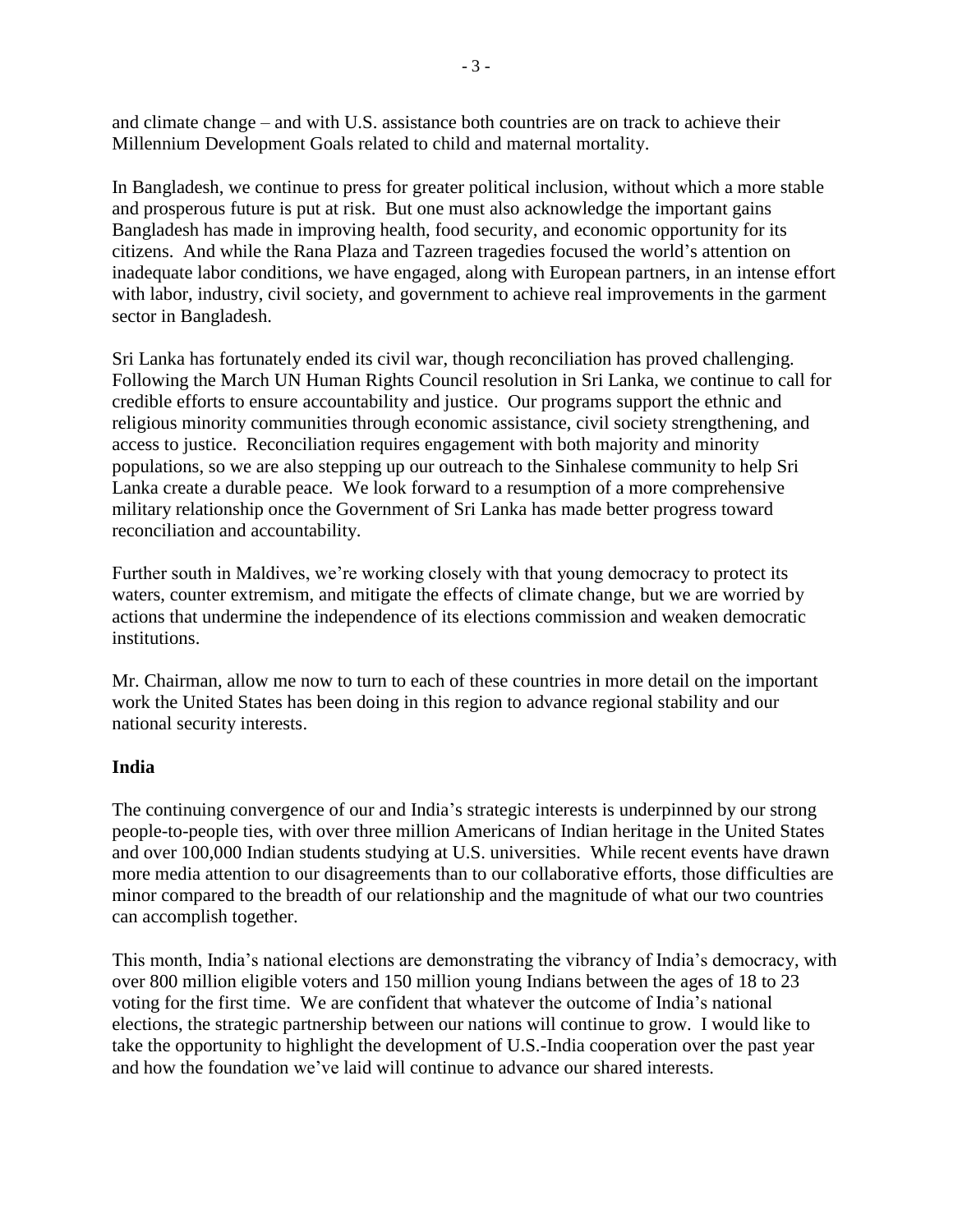and climate change – and with U.S. assistance both countries are on track to achieve their Millennium Development Goals related to child and maternal mortality.

In Bangladesh, we continue to press for greater political inclusion, without which a more stable and prosperous future is put at risk. But one must also acknowledge the important gains Bangladesh has made in improving health, food security, and economic opportunity for its citizens. And while the Rana Plaza and Tazreen tragedies focused the world's attention on inadequate labor conditions, we have engaged, along with European partners, in an intense effort with labor, industry, civil society, and government to achieve real improvements in the garment sector in Bangladesh.

Sri Lanka has fortunately ended its civil war, though reconciliation has proved challenging. Following the March UN Human Rights Council resolution in Sri Lanka, we continue to call for credible efforts to ensure accountability and justice. Our programs support the ethnic and religious minority communities through economic assistance, civil society strengthening, and access to justice. Reconciliation requires engagement with both majority and minority populations, so we are also stepping up our outreach to the Sinhalese community to help Sri Lanka create a durable peace. We look forward to a resumption of a more comprehensive military relationship once the Government of Sri Lanka has made better progress toward reconciliation and accountability.

Further south in Maldives, we're working closely with that young democracy to protect its waters, counter extremism, and mitigate the effects of climate change, but we are worried by actions that undermine the independence of its elections commission and weaken democratic institutions.

Mr. Chairman, allow me now to turn to each of these countries in more detail on the important work the United States has been doing in this region to advance regional stability and our national security interests.

**India**

The continuing convergence of our and India's strategic interests is underpinned by our strong people-to-people ties, with over three million Americans of Indian heritage in the United States and over 100,000 Indian students studying at U.S. universities. While recent events have drawn more media attention to our disagreements than to our collaborative efforts, those difficulties are minor compared to the breadth of our relationship and the magnitude of what our two countries can accomplish together.

This month, India's national elections are demonstrating the vibrancy of India's democracy, with over 800 million eligible voters and 150 million young Indians between the ages of 18 to 23 voting for the first time. We are confident that whatever the outcome of India's national elections, the strategic partnership between our nations will continue to grow. I would like to take the opportunity to highlight the development of U.S.-India cooperation over the past year and how the foundation we've laid will continue to advance our shared interests.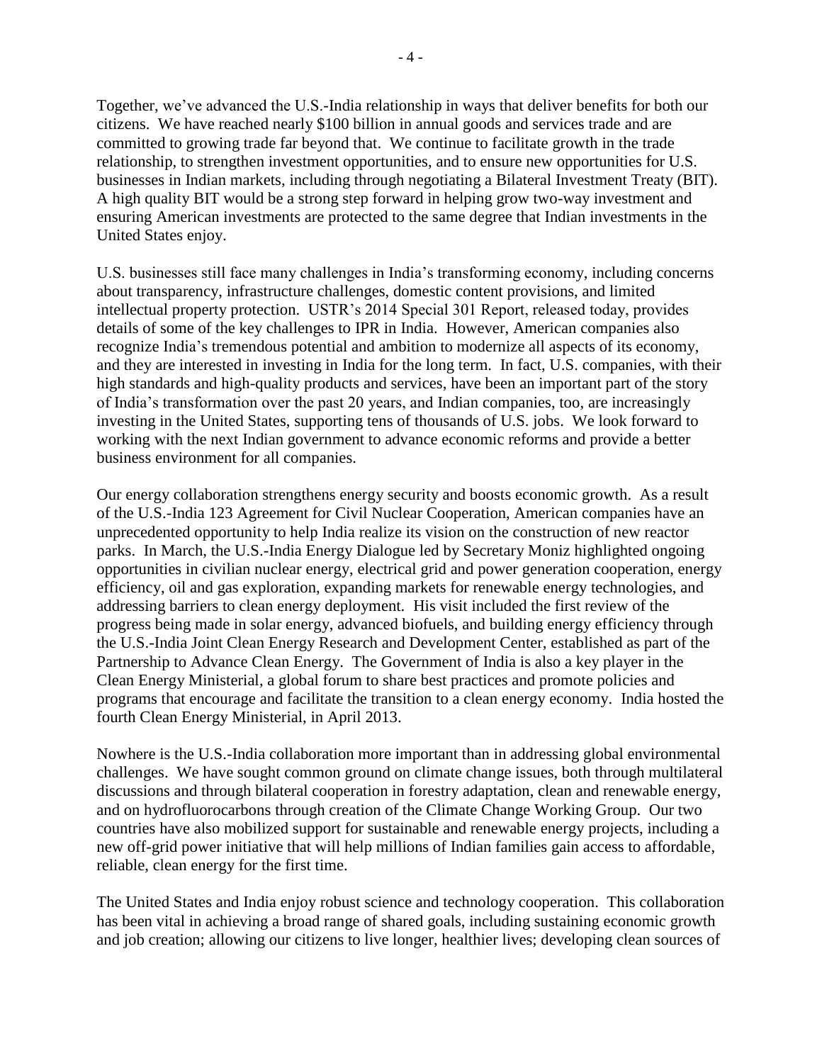Together, we've advanced the U.S.-India relationship in ways that deliver benefits for both our citizens. We have reached nearly $100 billion in annual goods and services trade and are committed to growing trade far beyond that. We continue to facilitate growth in the trade relationship, to strengthen investment opportunities, and to ensure new opportunities for U.S. businesses in Indian markets, including through negotiating a Bilateral Investment Treaty (BIT). A high quality BIT would be a strong step forward in helping grow two-way investment and ensuring American investments are protected to the same degree that Indian investments in the United States enjoy.

U.S. businesses still face many challenges in India's transforming economy, including concerns about transparency, infrastructure challenges, domestic content provisions, and limited intellectual property protection. USTR's 2014 Special 301 Report, released today, provides details of some of the key challenges to IPR in India. However, American companies also recognize India's tremendous potential and ambition to modernize all aspects of its economy, and they are interested in investing in India for the long term. In fact, U.S. companies, with their high standards and high-quality products and services, have been an important part of the story of India's transformation over the past 20 years, and Indian companies, too, are increasingly investing in the United States, supporting tens of thousands of U.S. jobs. We look forward to working with the next Indian government to advance economic reforms and provide a better business environment for all companies.

Our energy collaboration strengthens energy security and boosts economic growth. As a result of the U.S.-India 123 Agreement for Civil Nuclear Cooperation, American companies have an unprecedented opportunity to help India realize its vision on the construction of new reactor parks. In March, the U.S.-India Energy Dialogue led by Secretary Moniz highlighted ongoing opportunities in civilian nuclear energy, electrical grid and power generation cooperation, energy efficiency, oil and gas exploration, expanding markets for renewable energy technologies, and addressing barriers to clean energy deployment. His visit included the first review of the progress being made in solar energy, advanced biofuels, and building energy efficiency through the U.S.-India Joint Clean Energy Research and Development Center, established as part of the Partnership to Advance Clean Energy. The Government of India is also a key player in the Clean Energy Ministerial, a global forum to share best practices and promote policies and programs that encourage and facilitate the transition to a clean energy economy. India hosted the fourth Clean Energy Ministerial, in April 2013.

Nowhere is the U.S.-India collaboration more important than in addressing global environmental challenges. We have sought common ground on climate change issues, both through multilateral discussions and through bilateral cooperation in forestry adaptation, clean and renewable energy, and on hydrofluorocarbons through creation of the Climate Change Working Group. Our two countries have also mobilized support for sustainable and renewable energy projects, including a new off-grid power initiative that will help millions of Indian families gain access to affordable, reliable, clean energy for the first time.

The United States and India enjoy robust science and technology cooperation. This collaboration has been vital in achieving a broad range of shared goals, including sustaining economic growth and job creation; allowing our citizens to live longer, healthier lives; developing clean sources of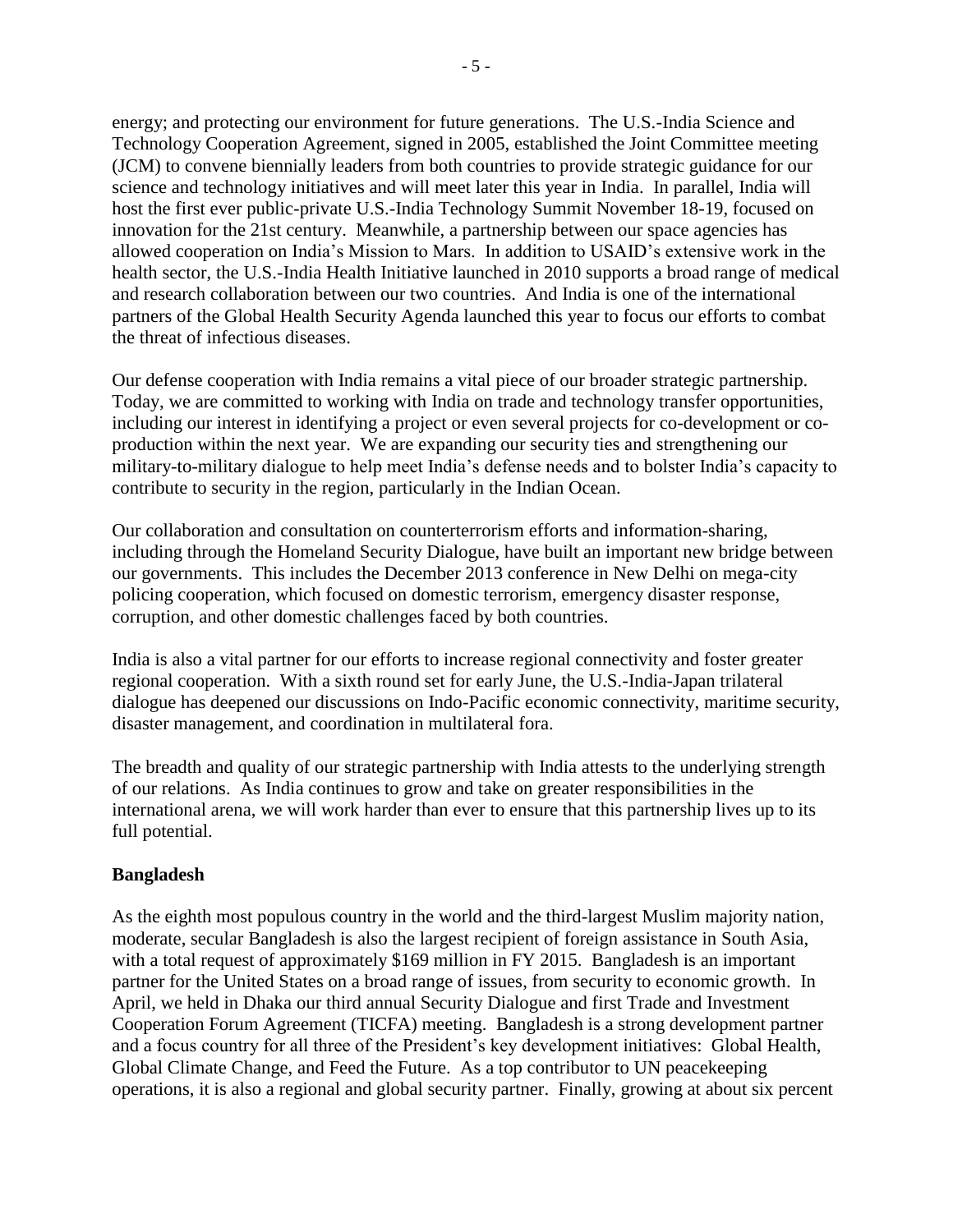energy; and protecting our environment for future generations. The U.S.-India Science and Technology Cooperation Agreement, signed in 2005, established the Joint Committee meeting (JCM) to convene biennially leaders from both countries to provide strategic guidance for our science and technology initiatives and will meet later this year in India. In parallel, India will host the first ever public-private U.S.-India Technology Summit November 18-19, focused on innovation for the 21st century. Meanwhile, a partnership between our space agencies has allowed cooperation on India's Mission to Mars. In addition to USAID's extensive work in the health sector, the U.S.-India Health Initiative launched in 2010 supports a broad range of medical and research collaboration between our two countries. And India is one of the international partners of the Global Health Security Agenda launched this year to focus our efforts to combat the threat of infectious diseases.

Our defense cooperation with India remains a vital piece of our broader strategic partnership. Today, we are committed to working with India on trade and technology transfer opportunities, including our interest in identifying a project or even several projects for co-development or co-production within the next year. We are expanding our security ties and strengthening our military-to-military dialogue to help meet India's defense needs and to bolster India's capacity to contribute to security in the region, particularly in the Indian Ocean.

Our collaboration and consultation on counterterrorism efforts and information-sharing, including through the Homeland Security Dialogue, have built an important new bridge between our governments. This includes the December 2013 conference in New Delhi on mega-city policing cooperation, which focused on domestic terrorism, emergency disaster response, corruption, and other domestic challenges faced by both countries.

India is also a vital partner for our efforts to increase regional connectivity and foster greater regional cooperation. With a sixth round set for early June, the U.S.-India-Japan trilateral dialogue has deepened our discussions on Indo-Pacific economic connectivity, maritime security, disaster management, and coordination in multilateral fora.

The breadth and quality of our strategic partnership with India attests to the underlying strength of our relations. As India continues to grow and take on greater responsibilities in the international arena, we will work harder than ever to ensure that this partnership lives up to its full potential.

**Bangladesh**

As the eighth most populous country in the world and the third-largest Muslim majority nation, moderate, secular Bangladesh is also the largest recipient of foreign assistance in South Asia, with a total request of approximately $169 million in FY 2015. Bangladesh is an important partner for the United States on a broad range of issues, from security to economic growth. In April, we held in Dhaka our third annual Security Dialogue and first Trade and Investment Cooperation Forum Agreement (TICFA) meeting. Bangladesh is a strong development partner and a focus country for all three of the President's key development initiatives: Global Health, Global Climate Change, and Feed the Future. As a top contributor to UN peacekeeping operations, it is also a regional and global security partner. Finally, growing at about six percent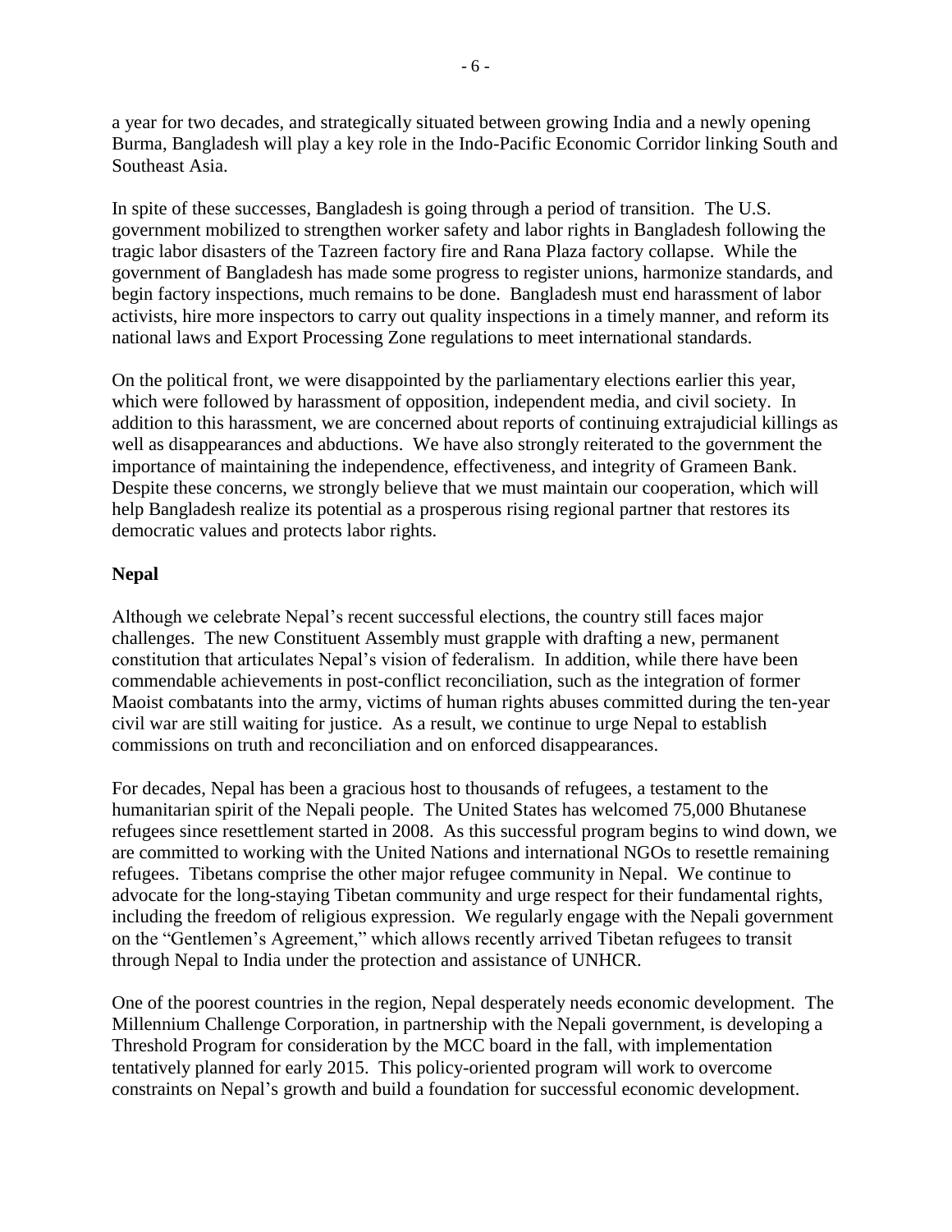a year for two decades, and strategically situated between growing India and a newly opening Burma, Bangladesh will play a key role in the Indo-Pacific Economic Corridor linking South and Southeast Asia.

In spite of these successes, Bangladesh is going through a period of transition. The U.S. government mobilized to strengthen worker safety and labor rights in Bangladesh following the tragic labor disasters of the Tazreen factory fire and Rana Plaza factory collapse. While the government of Bangladesh has made some progress to register unions, harmonize standards, and begin factory inspections, much remains to be done. Bangladesh must end harassment of labor activists, hire more inspectors to carry out quality inspections in a timely manner, and reform its national laws and Export Processing Zone regulations to meet international standards.

On the political front, we were disappointed by the parliamentary elections earlier this year, which were followed by harassment of opposition, independent media, and civil society. In addition to this harassment, we are concerned about reports of continuing extrajudicial killings as well as disappearances and abductions. We have also strongly reiterated to the government the importance of maintaining the independence, effectiveness, and integrity of Grameen Bank. Despite these concerns, we strongly believe that we must maintain our cooperation, which will help Bangladesh realize its potential as a prosperous rising regional partner that restores its democratic values and protects labor rights.

**Nepal**

Although we celebrate Nepal's recent successful elections, the country still faces major challenges. The new Constituent Assembly must grapple with drafting a new, permanent constitution that articulates Nepal's vision of federalism. In addition, while there have been commendable achievements in post-conflict reconciliation, such as the integration of former Maoist combatants into the army, victims of human rights abuses committed during the ten-year civil war are still waiting for justice. As a result, we continue to urge Nepal to establish commissions on truth and reconciliation and on enforced disappearances.

For decades, Nepal has been a gracious host to thousands of refugees, a testament to the humanitarian spirit of the Nepali people. The United States has welcomed 75,000 Bhutanese refugees since resettlement started in 2008. As this successful program begins to wind down, we are committed to working with the United Nations and international NGOs to resettle remaining refugees. Tibetans comprise the other major refugee community in Nepal. We continue to advocate for the long-staying Tibetan community and urge respect for their fundamental rights, including the freedom of religious expression. We regularly engage with the Nepali government on the "Gentlemen's Agreement," which allows recently arrived Tibetan refugees to transit through Nepal to India under the protection and assistance of UNHCR.

One of the poorest countries in the region, Nepal desperately needs economic development. The Millennium Challenge Corporation, in partnership with the Nepali government, is developing a Threshold Program for consideration by the MCC board in the fall, with implementation tentatively planned for early 2015. This policy-oriented program will work to overcome constraints on Nepal's growth and build a foundation for successful economic development.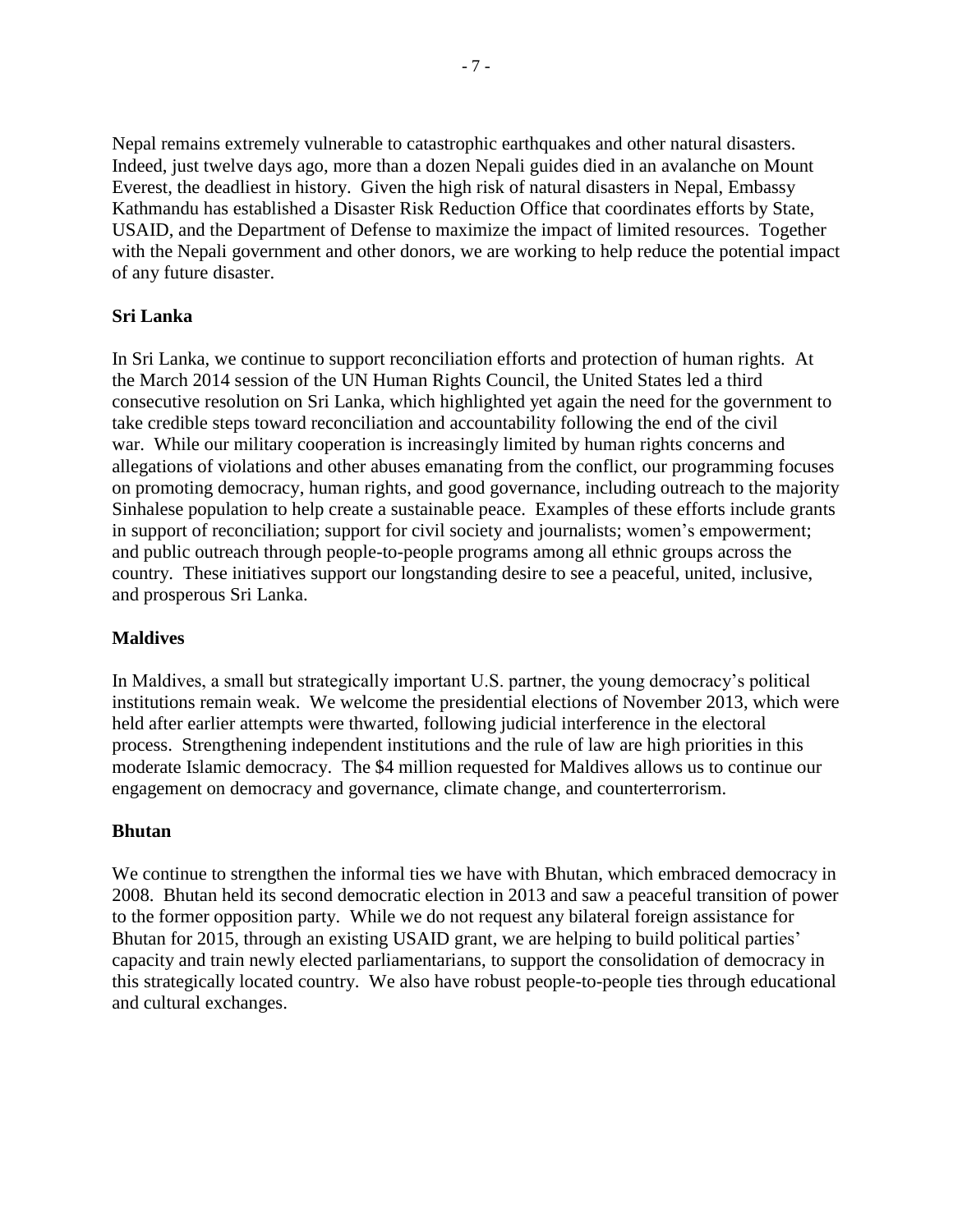Nepal remains extremely vulnerable to catastrophic earthquakes and other natural disasters. Indeed, just twelve days ago, more than a dozen Nepali guides died in an avalanche on Mount Everest, the deadliest in history. Given the high risk of natural disasters in Nepal, Embassy Kathmandu has established a Disaster Risk Reduction Office that coordinates efforts by State, USAID, and the Department of Defense to maximize the impact of limited resources. Together with the Nepali government and other donors, we are working to help reduce the potential impact of any future disaster.

**Sri Lanka**

In Sri Lanka, we continue to support reconciliation efforts and protection of human rights. At the March 2014 session of the UN Human Rights Council, the United States led a third consecutive resolution on Sri Lanka, which highlighted yet again the need for the government to take credible steps toward reconciliation and accountability following the end of the civil war. While our military cooperation is increasingly limited by human rights concerns and allegations of violations and other abuses emanating from the conflict, our programming focuses on promoting democracy, human rights, and good governance, including outreach to the majority Sinhalese population to help create a sustainable peace. Examples of these efforts include grants in support of reconciliation; support for civil society and journalists; women's empowerment; and public outreach through people-to-people programs among all ethnic groups across the country. These initiatives support our longstanding desire to see a peaceful, united, inclusive, and prosperous Sri Lanka.

**Maldives**

In Maldives, a small but strategically important U.S. partner, the young democracy's political institutions remain weak. We welcome the presidential elections of November 2013, which were held after earlier attempts were thwarted, following judicial interference in the electoral process. Strengthening independent institutions and the rule of law are high priorities in this moderate Islamic democracy. The $4 million requested for Maldives allows us to continue our engagement on democracy and governance, climate change, and counterterrorism.

**Bhutan**

We continue to strengthen the informal ties we have with Bhutan, which embraced democracy in 2008. Bhutan held its second democratic election in 2013 and saw a peaceful transition of power to the former opposition party. While we do not request any bilateral foreign assistance for Bhutan for 2015, through an existing USAID grant, we are helping to build political parties' capacity and train newly elected parliamentarians, to support the consolidation of democracy in this strategically located country. We also have robust people-to-people ties through educational and cultural exchanges.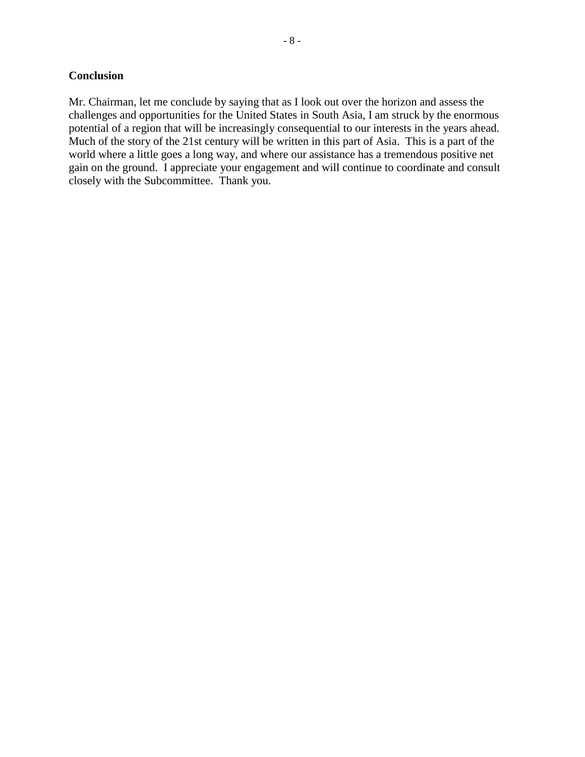**Conclusion**

Mr. Chairman, let me conclude by saying that as I look out over the horizon and assess the challenges and opportunities for the United States in South Asia, I am struck by the enormous potential of a region that will be increasingly consequential to our interests in the years ahead. Much of the story of the 21st century will be written in this part of Asia. This is a part of the world where a little goes a long way, and where our assistance has a tremendous positive net gain on the ground. I appreciate your engagement and will continue to coordinate and consult closely with the Subcommittee. Thank you.